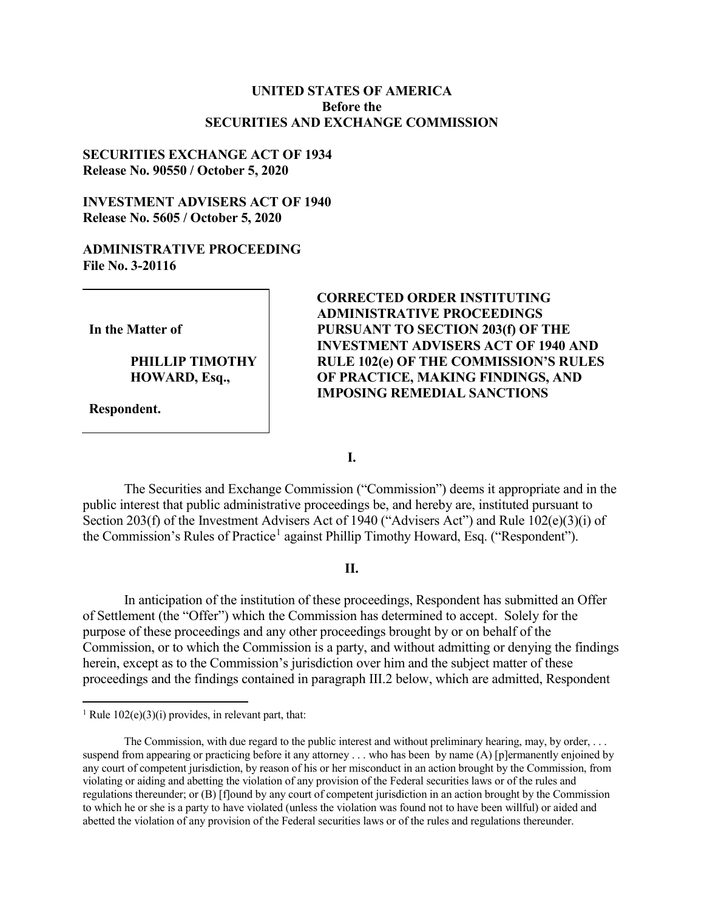**UNITED STATES OF AMERICA**
**Before the**
**SECURITIES AND EXCHANGE COMMISSION**

**SECURITIES EXCHANGE ACT OF 1934**
**Release No. 90550 / October 5, 2020**

**INVESTMENT ADVISERS ACT OF 1940**
**Release No. 5605 / October 5, 2020**

**ADMINISTRATIVE PROCEEDING**
**File No. 3-20116**

**In the Matter of**

**PHILLIP TIMOTHY HOWARD, Esq.,**

**Respondent.**

**CORRECTED ORDER INSTITUTING ADMINISTRATIVE PROCEEDINGS PURSUANT TO SECTION 203(f) OF THE INVESTMENT ADVISERS ACT OF 1940 AND RULE 102(e) OF THE COMMISSION'S RULES OF PRACTICE, MAKING FINDINGS, AND IMPOSING REMEDIAL SANCTIONS**

## I.

The Securities and Exchange Commission ("Commission") deems it appropriate and in the public interest that public administrative proceedings be, and hereby are, instituted pursuant to Section 203(f) of the Investment Advisers Act of 1940 ("Advisers Act") and Rule 102(e)(3)(i) of the Commission's Rules of Practice[1] against Phillip Timothy Howard, Esq. ("Respondent").

## II.

In anticipation of the institution of these proceedings, Respondent has submitted an Offer of Settlement (the "Offer") which the Commission has determined to accept. Solely for the purpose of these proceedings and any other proceedings brought by or on behalf of the Commission, or to which the Commission is a party, and without admitting or denying the findings herein, except as to the Commission's jurisdiction over him and the subject matter of these proceedings and the findings contained in paragraph III.2 below, which are admitted, Respondent

---

[1] Rule 102(e)(3)(i) provides, in relevant part, that:

The Commission, with due regard to the public interest and without preliminary hearing, may, by order, . . . suspend from appearing or practicing before it any attorney . . . who has been by name (A) [p]ermanently enjoined by any court of competent jurisdiction, by reason of his or her misconduct in an action brought by the Commission, from violating or aiding and abetting the violation of any provision of the Federal securities laws or of the rules and regulations thereunder; or (B) [f]ound by any court of competent jurisdiction in an action brought by the Commission to which he or she is a party to have violated (unless the violation was found not to have been willful) or aided and abetted the violation of any provision of the Federal securities laws or of the rules and regulations thereunder.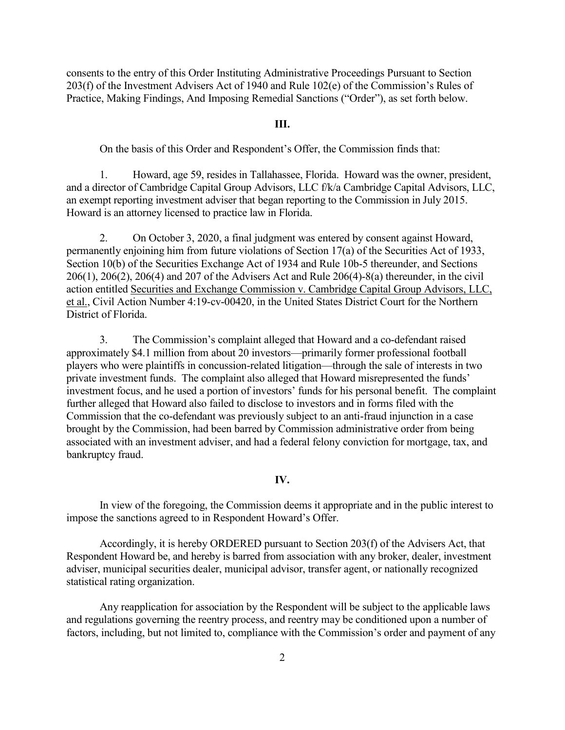consents to the entry of this Order Instituting Administrative Proceedings Pursuant to Section 203(f) of the Investment Advisers Act of 1940 and Rule 102(e) of the Commission's Rules of Practice, Making Findings, And Imposing Remedial Sanctions ("Order"), as set forth below.

## III.

On the basis of this Order and Respondent's Offer, the Commission finds that:

1. Howard, age 59, resides in Tallahassee, Florida. Howard was the owner, president, and a director of Cambridge Capital Group Advisors, LLC f/k/a Cambridge Capital Advisors, LLC, an exempt reporting investment adviser that began reporting to the Commission in July 2015. Howard is an attorney licensed to practice law in Florida.

2. On October 3, 2020, a final judgment was entered by consent against Howard, permanently enjoining him from future violations of Section 17(a) of the Securities Act of 1933, Section 10(b) of the Securities Exchange Act of 1934 and Rule 10b-5 thereunder, and Sections 206(1), 206(2), 206(4) and 207 of the Advisers Act and Rule 206(4)-8(a) thereunder, in the civil action entitled Securities and Exchange Commission v. Cambridge Capital Group Advisors, LLC, et al., Civil Action Number 4:19-cv-00420, in the United States District Court for the Northern District of Florida.

3. The Commission's complaint alleged that Howard and a co-defendant raised approximately $4.1 million from about 20 investors—primarily former professional football players who were plaintiffs in concussion-related litigation—through the sale of interests in two private investment funds. The complaint also alleged that Howard misrepresented the funds' investment focus, and he used a portion of investors' funds for his personal benefit. The complaint further alleged that Howard also failed to disclose to investors and in forms filed with the Commission that the co-defendant was previously subject to an anti-fraud injunction in a case brought by the Commission, had been barred by Commission administrative order from being associated with an investment adviser, and had a federal felony conviction for mortgage, tax, and bankruptcy fraud.

## IV.

In view of the foregoing, the Commission deems it appropriate and in the public interest to impose the sanctions agreed to in Respondent Howard's Offer.

Accordingly, it is hereby ORDERED pursuant to Section 203(f) of the Advisers Act, that Respondent Howard be, and hereby is barred from association with any broker, dealer, investment adviser, municipal securities dealer, municipal advisor, transfer agent, or nationally recognized statistical rating organization.

Any reapplication for association by the Respondent will be subject to the applicable laws and regulations governing the reentry process, and reentry may be conditioned upon a number of factors, including, but not limited to, compliance with the Commission's order and payment of any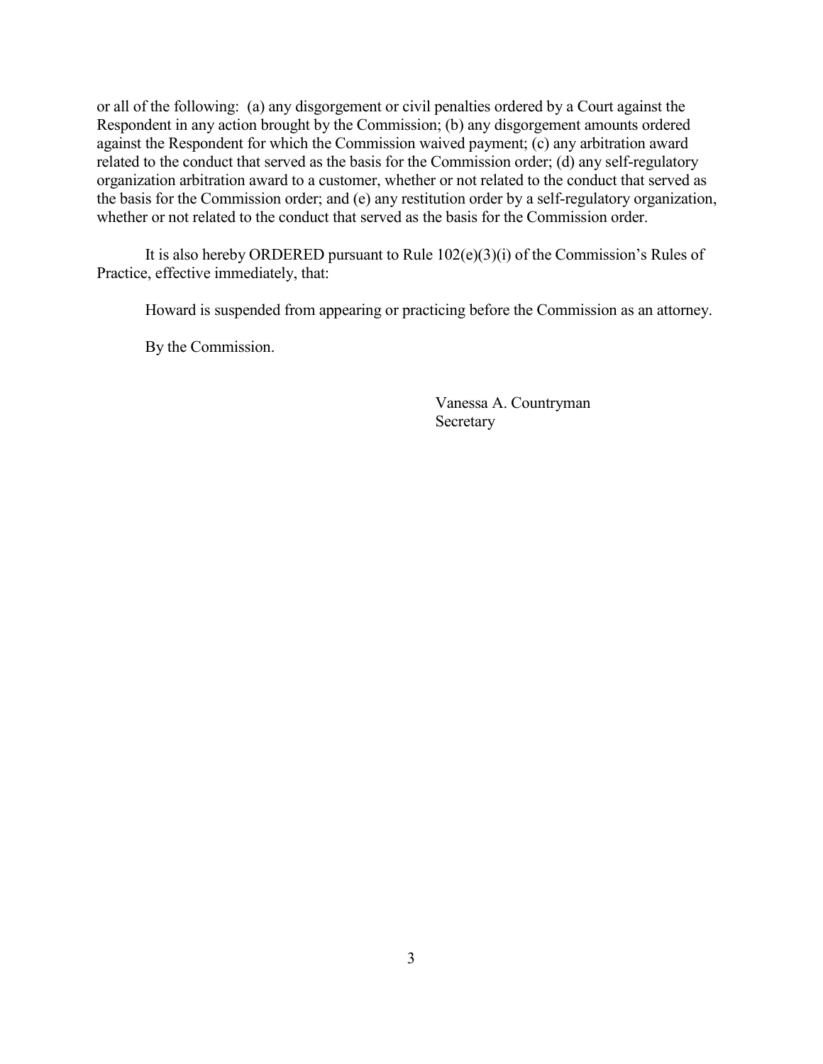or all of the following: (a) any disgorgement or civil penalties ordered by a Court against the Respondent in any action brought by the Commission; (b) any disgorgement amounts ordered against the Respondent for which the Commission waived payment; (c) any arbitration award related to the conduct that served as the basis for the Commission order; (d) any self-regulatory organization arbitration award to a customer, whether or not related to the conduct that served as the basis for the Commission order; and (e) any restitution order by a self-regulatory organization, whether or not related to the conduct that served as the basis for the Commission order.

It is also hereby ORDERED pursuant to Rule 102(e)(3)(i) of the Commission's Rules of Practice, effective immediately, that:

Howard is suspended from appearing or practicing before the Commission as an attorney.

By the Commission.

Vanessa A. Countryman
Secretary